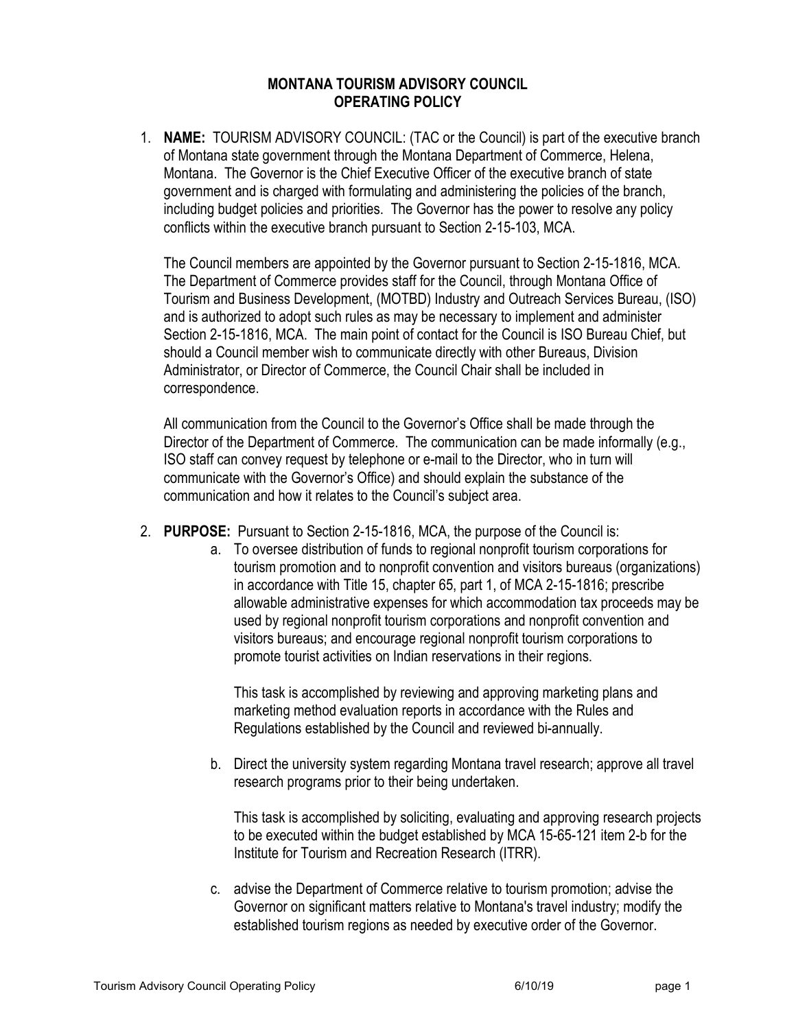# MONTANA TOURISM ADVISORY COUNCIL
# OPERATING POLICY

1. **NAME:** TOURISM ADVISORY COUNCIL: (TAC or the Council) is part of the executive branch of Montana state government through the Montana Department of Commerce, Helena, Montana. The Governor is the Chief Executive Officer of the executive branch of state government and is charged with formulating and administering the policies of the branch, including budget policies and priorities. The Governor has the power to resolve any policy conflicts within the executive branch pursuant to Section 2-15-103, MCA.

   The Council members are appointed by the Governor pursuant to Section 2-15-1816, MCA. The Department of Commerce provides staff for the Council, through Montana Office of Tourism and Business Development, (MOTBD) Industry and Outreach Services Bureau, (ISO) and is authorized to adopt such rules as may be necessary to implement and administer Section 2-15-1816, MCA. The main point of contact for the Council is ISO Bureau Chief, but should a Council member wish to communicate directly with other Bureaus, Division Administrator, or Director of Commerce, the Council Chair shall be included in correspondence.

   All communication from the Council to the Governor's Office shall be made through the Director of the Department of Commerce. The communication can be made informally (e.g., ISO staff can convey request by telephone or e-mail to the Director, who in turn will communicate with the Governor's Office) and should explain the substance of the communication and how it relates to the Council's subject area.

2. **PURPOSE:** Pursuant to Section 2-15-1816, MCA, the purpose of the Council is:

   a. To oversee distribution of funds to regional nonprofit tourism corporations for tourism promotion and to nonprofit convention and visitors bureaus (organizations) in accordance with Title 15, chapter 65, part 1, of MCA 2-15-1816; prescribe allowable administrative expenses for which accommodation tax proceeds may be used by regional nonprofit tourism corporations and nonprofit convention and visitors bureaus; and encourage regional nonprofit tourism corporations to promote tourist activities on Indian reservations in their regions.

      This task is accomplished by reviewing and approving marketing plans and marketing method evaluation reports in accordance with the Rules and Regulations established by the Council and reviewed bi-annually.

   b. Direct the university system regarding Montana travel research; approve all travel research programs prior to their being undertaken.

      This task is accomplished by soliciting, evaluating and approving research projects to be executed within the budget established by MCA 15-65-121 item 2-b for the Institute for Tourism and Recreation Research (ITRR).

   c. advise the Department of Commerce relative to tourism promotion; advise the Governor on significant matters relative to Montana's travel industry; modify the established tourism regions as needed by executive order of the Governor.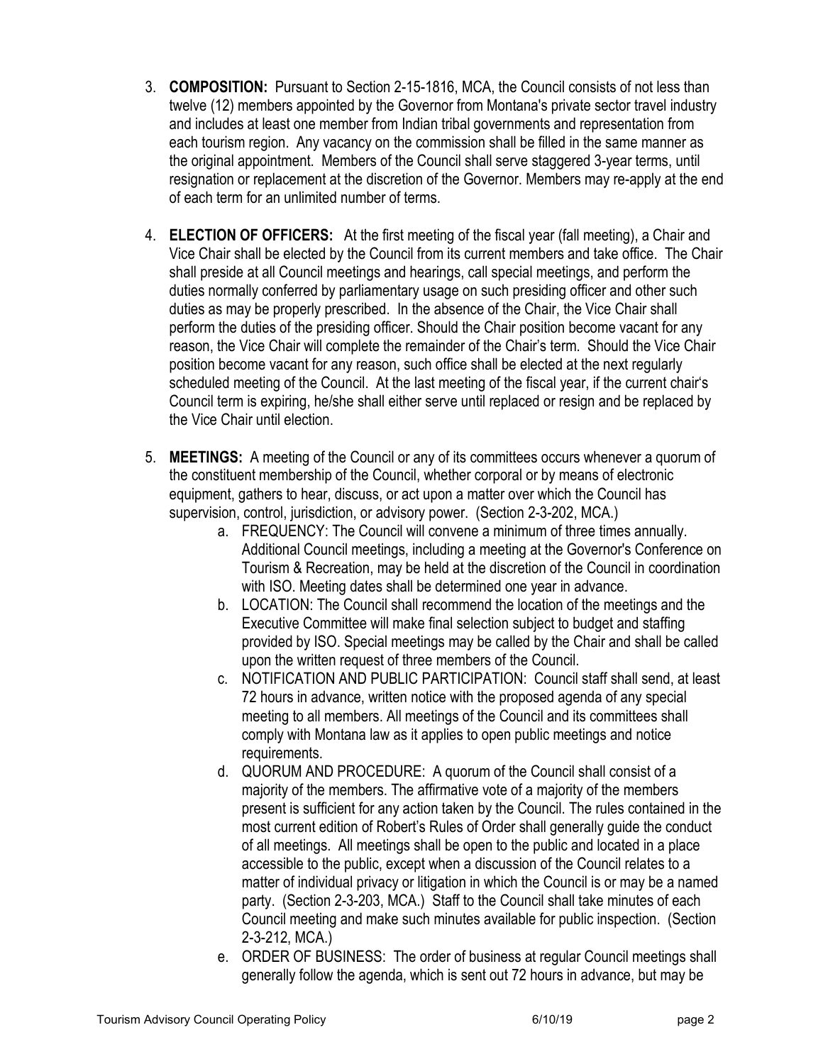3. **COMPOSITION:** Pursuant to Section 2-15-1816, MCA, the Council consists of not less than twelve (12) members appointed by the Governor from Montana's private sector travel industry and includes at least one member from Indian tribal governments and representation from each tourism region. Any vacancy on the commission shall be filled in the same manner as the original appointment. Members of the Council shall serve staggered 3-year terms, until resignation or replacement at the discretion of the Governor. Members may re-apply at the end of each term for an unlimited number of terms.

4. **ELECTION OF OFFICERS:** At the first meeting of the fiscal year (fall meeting), a Chair and Vice Chair shall be elected by the Council from its current members and take office. The Chair shall preside at all Council meetings and hearings, call special meetings, and perform the duties normally conferred by parliamentary usage on such presiding officer and other such duties as may be properly prescribed. In the absence of the Chair, the Vice Chair shall perform the duties of the presiding officer. Should the Chair position become vacant for any reason, the Vice Chair will complete the remainder of the Chair's term. Should the Vice Chair position become vacant for any reason, such office shall be elected at the next regularly scheduled meeting of the Council. At the last meeting of the fiscal year, if the current chair's Council term is expiring, he/she shall either serve until replaced or resign and be replaced by the Vice Chair until election.

5. **MEETINGS:** A meeting of the Council or any of its committees occurs whenever a quorum of the constituent membership of the Council, whether corporal or by means of electronic equipment, gathers to hear, discuss, or act upon a matter over which the Council has supervision, control, jurisdiction, or advisory power. (Section 2-3-202, MCA.)
    a. FREQUENCY: The Council will convene a minimum of three times annually. Additional Council meetings, including a meeting at the Governor's Conference on Tourism & Recreation, may be held at the discretion of the Council in coordination with ISO. Meeting dates shall be determined one year in advance.
    b. LOCATION: The Council shall recommend the location of the meetings and the Executive Committee will make final selection subject to budget and staffing provided by ISO. Special meetings may be called by the Chair and shall be called upon the written request of three members of the Council.
    c. NOTIFICATION AND PUBLIC PARTICIPATION: Council staff shall send, at least 72 hours in advance, written notice with the proposed agenda of any special meeting to all members. All meetings of the Council and its committees shall comply with Montana law as it applies to open public meetings and notice requirements.
    d. QUORUM AND PROCEDURE: A quorum of the Council shall consist of a majority of the members. The affirmative vote of a majority of the members present is sufficient for any action taken by the Council. The rules contained in the most current edition of Robert's Rules of Order shall generally guide the conduct of all meetings. All meetings shall be open to the public and located in a place accessible to the public, except when a discussion of the Council relates to a matter of individual privacy or litigation in which the Council is or may be a named party. (Section 2-3-203, MCA.) Staff to the Council shall take minutes of each Council meeting and make such minutes available for public inspection. (Section 2-3-212, MCA.)
    e. ORDER OF BUSINESS: The order of business at regular Council meetings shall generally follow the agenda, which is sent out 72 hours in advance, but may be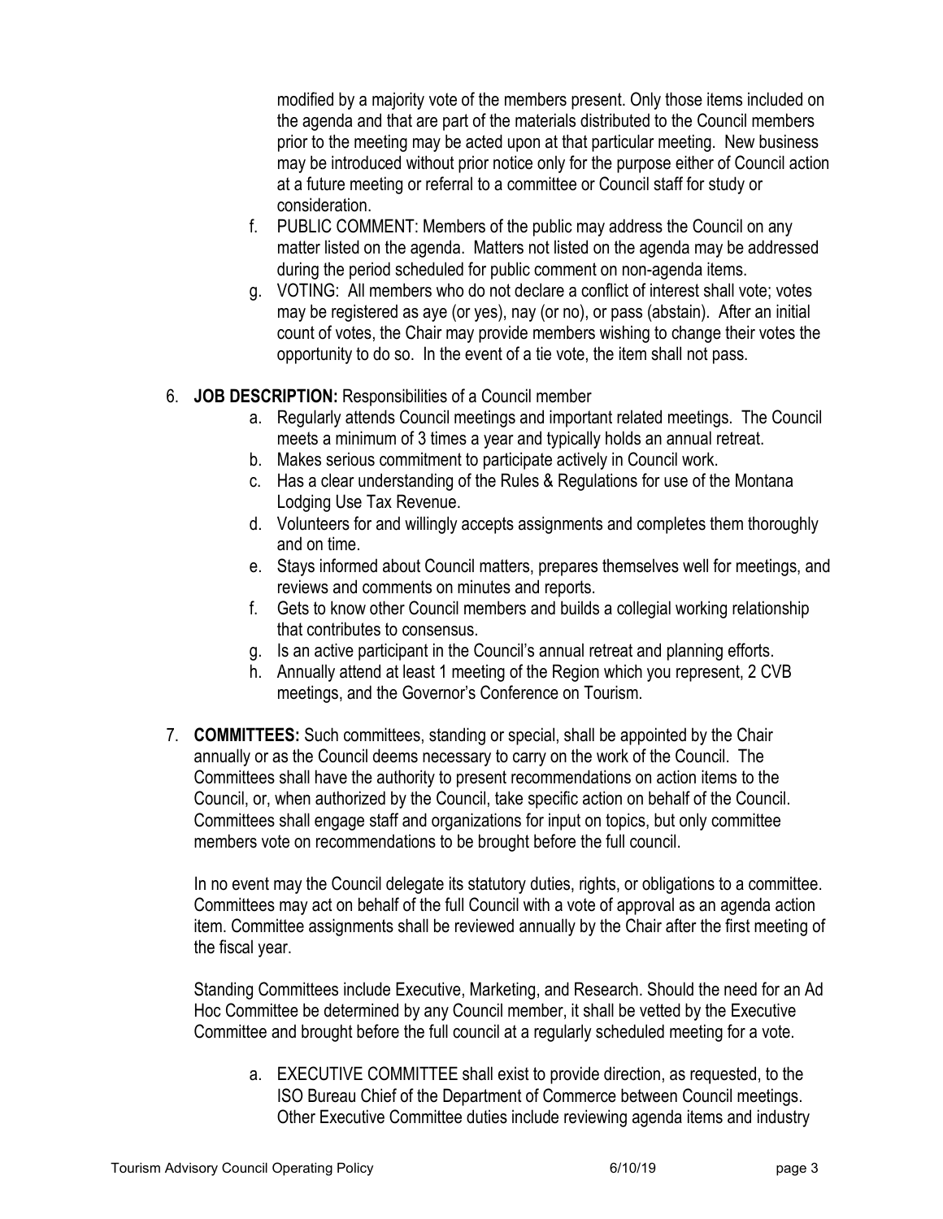modified by a majority vote of the members present. Only those items included on the agenda and that are part of the materials distributed to the Council members prior to the meeting may be acted upon at that particular meeting. New business may be introduced without prior notice only for the purpose either of Council action at a future meeting or referral to a committee or Council staff for study or consideration.

f. PUBLIC COMMENT: Members of the public may address the Council on any matter listed on the agenda. Matters not listed on the agenda may be addressed during the period scheduled for public comment on non-agenda items.

g. VOTING: All members who do not declare a conflict of interest shall vote; votes may be registered as aye (or yes), nay (or no), or pass (abstain). After an initial count of votes, the Chair may provide members wishing to change their votes the opportunity to do so. In the event of a tie vote, the item shall not pass.

6. **JOB DESCRIPTION:** Responsibilities of a Council member
   a. Regularly attends Council meetings and important related meetings. The Council meets a minimum of 3 times a year and typically holds an annual retreat.
   b. Makes serious commitment to participate actively in Council work.
   c. Has a clear understanding of the Rules & Regulations for use of the Montana Lodging Use Tax Revenue.
   d. Volunteers for and willingly accepts assignments and completes them thoroughly and on time.
   e. Stays informed about Council matters, prepares themselves well for meetings, and reviews and comments on minutes and reports.
   f. Gets to know other Council members and builds a collegial working relationship that contributes to consensus.
   g. Is an active participant in the Council's annual retreat and planning efforts.
   h. Annually attend at least 1 meeting of the Region which you represent, 2 CVB meetings, and the Governor's Conference on Tourism.

7. **COMMITTEES:** Such committees, standing or special, shall be appointed by the Chair annually or as the Council deems necessary to carry on the work of the Council. The Committees shall have the authority to present recommendations on action items to the Council, or, when authorized by the Council, take specific action on behalf of the Council. Committees shall engage staff and organizations for input on topics, but only committee members vote on recommendations to be brought before the full council.

   In no event may the Council delegate its statutory duties, rights, or obligations to a committee. Committees may act on behalf of the full Council with a vote of approval as an agenda action item. Committee assignments shall be reviewed annually by the Chair after the first meeting of the fiscal year.

   Standing Committees include Executive, Marketing, and Research. Should the need for an Ad Hoc Committee be determined by any Council member, it shall be vetted by the Executive Committee and brought before the full council at a regularly scheduled meeting for a vote.

   a. EXECUTIVE COMMITTEE shall exist to provide direction, as requested, to the ISO Bureau Chief of the Department of Commerce between Council meetings. Other Executive Committee duties include reviewing agenda items and industry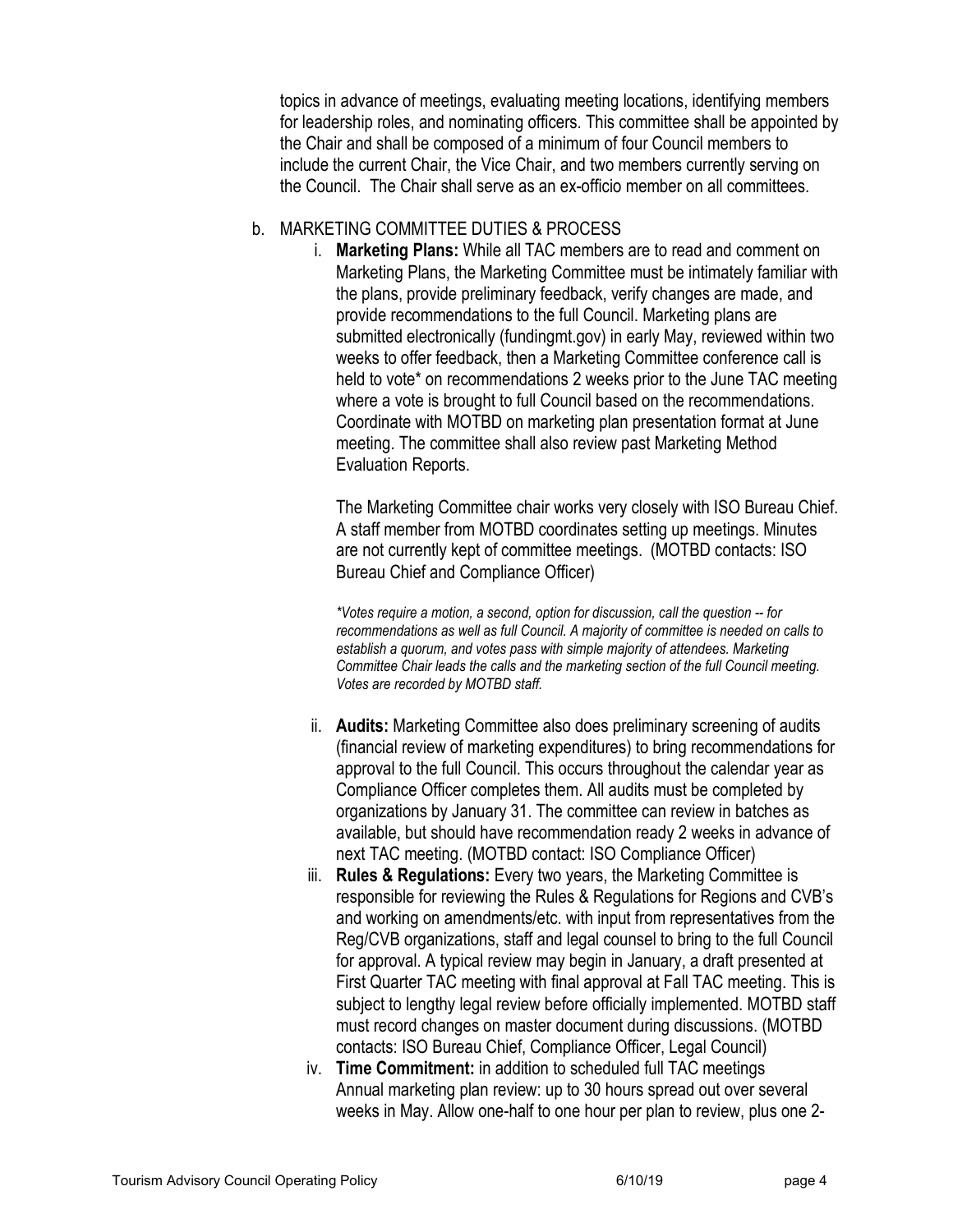topics in advance of meetings, evaluating meeting locations, identifying members for leadership roles, and nominating officers. This committee shall be appointed by the Chair and shall be composed of a minimum of four Council members to include the current Chair, the Vice Chair, and two members currently serving on the Council. The Chair shall serve as an ex-officio member on all committees.

b. MARKETING COMMITTEE DUTIES & PROCESS

   i. **Marketing Plans:** While all TAC members are to read and comment on Marketing Plans, the Marketing Committee must be intimately familiar with the plans, provide preliminary feedback, verify changes are made, and provide recommendations to the full Council. Marketing plans are submitted electronically (fundingmt.gov) in early May, reviewed within two weeks to offer feedback, then a Marketing Committee conference call is held to vote* on recommendations 2 weeks prior to the June TAC meeting where a vote is brought to full Council based on the recommendations. Coordinate with MOTBD on marketing plan presentation format at June meeting. The committee shall also review past Marketing Method Evaluation Reports.

      The Marketing Committee chair works very closely with ISO Bureau Chief. A staff member from MOTBD coordinates setting up meetings. Minutes are not currently kept of committee meetings. (MOTBD contacts: ISO Bureau Chief and Compliance Officer)

      *\*Votes require a motion, a second, option for discussion, call the question -- for recommendations as well as full Council. A majority of committee is needed on calls to establish a quorum, and votes pass with simple majority of attendees. Marketing Committee Chair leads the calls and the marketing section of the full Council meeting. Votes are recorded by MOTBD staff.*

   ii. **Audits:** Marketing Committee also does preliminary screening of audits (financial review of marketing expenditures) to bring recommendations for approval to the full Council. This occurs throughout the calendar year as Compliance Officer completes them. All audits must be completed by organizations by January 31. The committee can review in batches as available, but should have recommendation ready 2 weeks in advance of next TAC meeting. (MOTBD contact: ISO Compliance Officer)

   iii. **Rules & Regulations:** Every two years, the Marketing Committee is responsible for reviewing the Rules & Regulations for Regions and CVB's and working on amendments/etc. with input from representatives from the Reg/CVB organizations, staff and legal counsel to bring to the full Council for approval. A typical review may begin in January, a draft presented at First Quarter TAC meeting with final approval at Fall TAC meeting. This is subject to lengthy legal review before officially implemented. MOTBD staff must record changes on master document during discussions. (MOTBD contacts: ISO Bureau Chief, Compliance Officer, Legal Council)

   iv. **Time Commitment:** in addition to scheduled full TAC meetings Annual marketing plan review: up to 30 hours spread out over several weeks in May. Allow one-half to one hour per plan to review, plus one 2-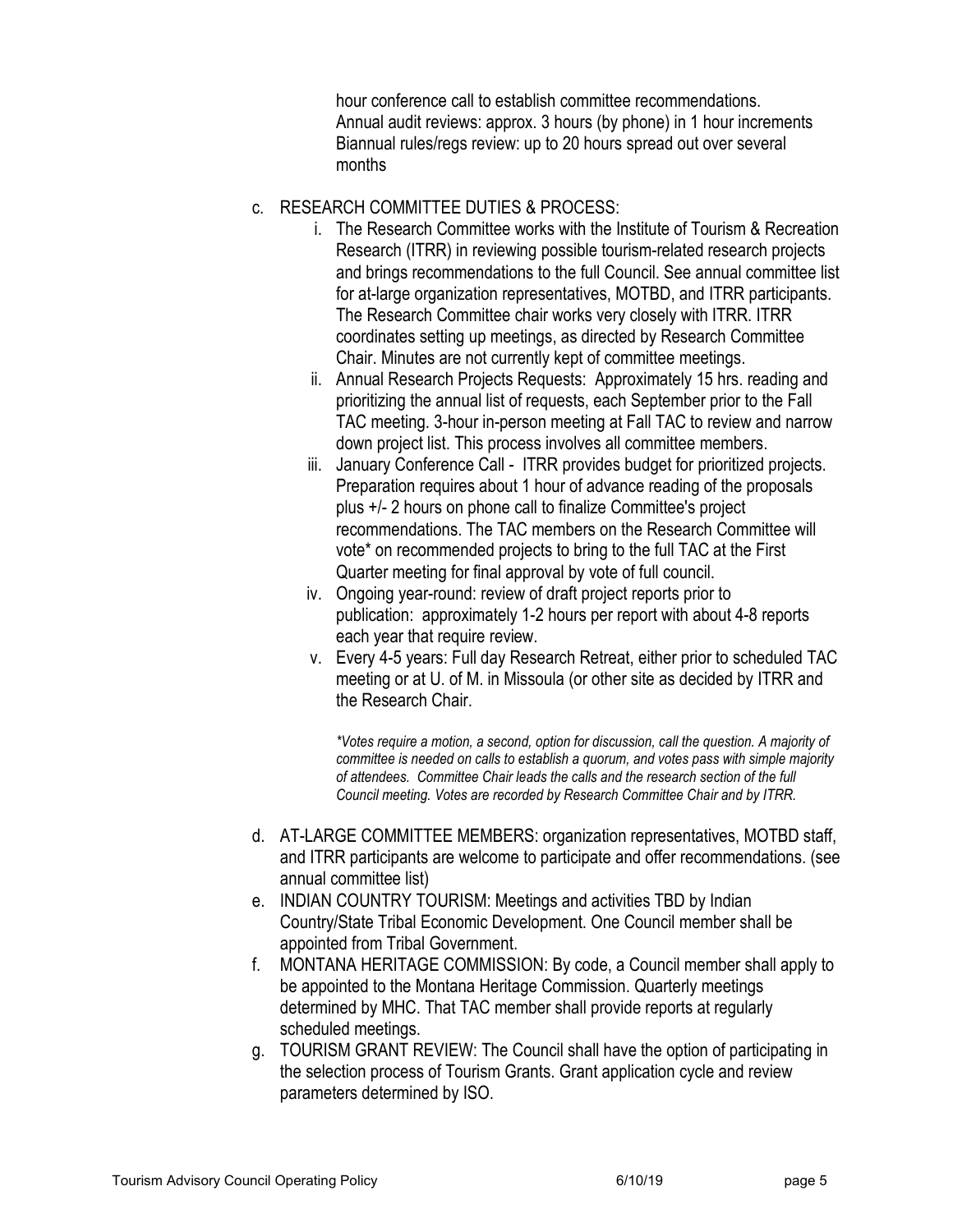hour conference call to establish committee recommendations.
Annual audit reviews: approx. 3 hours (by phone) in 1 hour increments
Biannual rules/regs review: up to 20 hours spread out over several months

c. RESEARCH COMMITTEE DUTIES & PROCESS:
   i. The Research Committee works with the Institute of Tourism & Recreation Research (ITRR) in reviewing possible tourism-related research projects and brings recommendations to the full Council. See annual committee list for at-large organization representatives, MOTBD, and ITRR participants. The Research Committee chair works very closely with ITRR. ITRR coordinates setting up meetings, as directed by Research Committee Chair. Minutes are not currently kept of committee meetings.
   ii. Annual Research Projects Requests: Approximately 15 hrs. reading and prioritizing the annual list of requests, each September prior to the Fall TAC meeting. 3-hour in-person meeting at Fall TAC to review and narrow down project list. This process involves all committee members.
   iii. January Conference Call - ITRR provides budget for prioritized projects. Preparation requires about 1 hour of advance reading of the proposals plus +/- 2 hours on phone call to finalize Committee's project recommendations. The TAC members on the Research Committee will vote* on recommended projects to bring to the full TAC at the First Quarter meeting for final approval by vote of full council.
   iv. Ongoing year-round: review of draft project reports prior to publication: approximately 1-2 hours per report with about 4-8 reports each year that require review.
   v. Every 4-5 years: Full day Research Retreat, either prior to scheduled TAC meeting or at U. of M. in Missoula (or other site as decided by ITRR and the Research Chair.

   *\*Votes require a motion, a second, option for discussion, call the question. A majority of committee is needed on calls to establish a quorum, and votes pass with simple majority of attendees. Committee Chair leads the calls and the research section of the full Council meeting. Votes are recorded by Research Committee Chair and by ITRR.*

d. AT-LARGE COMMITTEE MEMBERS: organization representatives, MOTBD staff, and ITRR participants are welcome to participate and offer recommendations. (see annual committee list)

e. INDIAN COUNTRY TOURISM: Meetings and activities TBD by Indian Country/State Tribal Economic Development. One Council member shall be appointed from Tribal Government.

f. MONTANA HERITAGE COMMISSION: By code, a Council member shall apply to be appointed to the Montana Heritage Commission. Quarterly meetings determined by MHC. That TAC member shall provide reports at regularly scheduled meetings.

g. TOURISM GRANT REVIEW: The Council shall have the option of participating in the selection process of Tourism Grants. Grant application cycle and review parameters determined by ISO.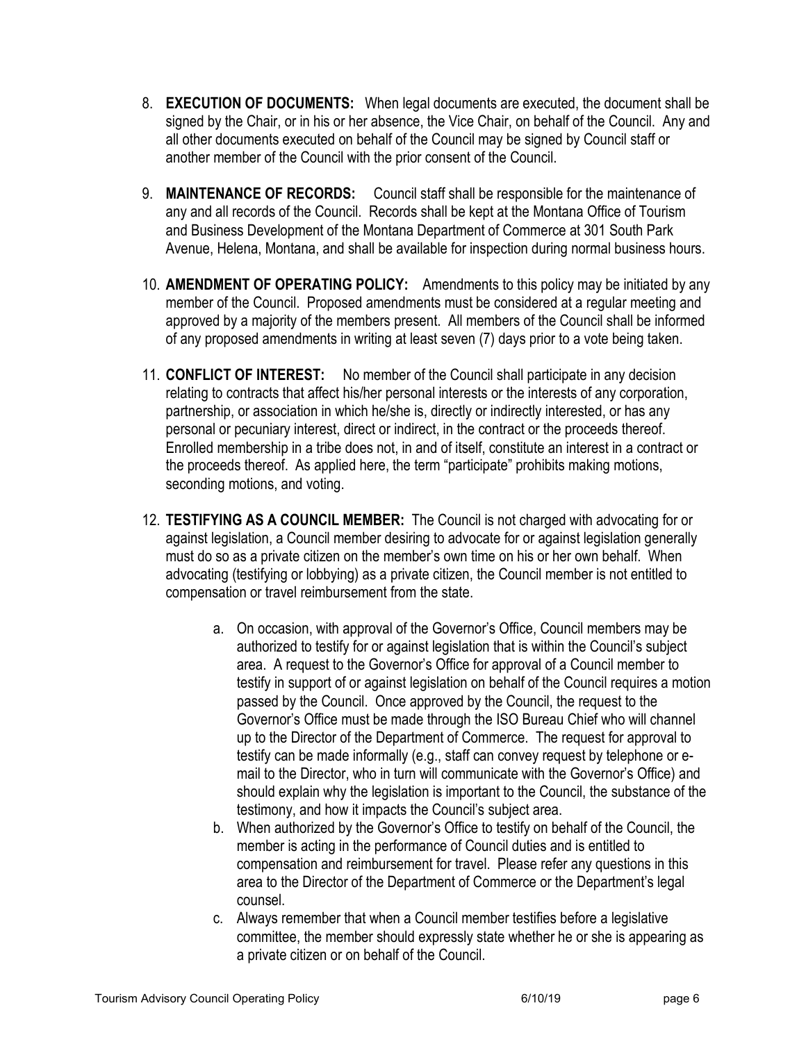8. **EXECUTION OF DOCUMENTS:** When legal documents are executed, the document shall be signed by the Chair, or in his or her absence, the Vice Chair, on behalf of the Council. Any and all other documents executed on behalf of the Council may be signed by Council staff or another member of the Council with the prior consent of the Council.

9. **MAINTENANCE OF RECORDS:** Council staff shall be responsible for the maintenance of any and all records of the Council. Records shall be kept at the Montana Office of Tourism and Business Development of the Montana Department of Commerce at 301 South Park Avenue, Helena, Montana, and shall be available for inspection during normal business hours.

10. **AMENDMENT OF OPERATING POLICY:** Amendments to this policy may be initiated by any member of the Council. Proposed amendments must be considered at a regular meeting and approved by a majority of the members present. All members of the Council shall be informed of any proposed amendments in writing at least seven (7) days prior to a vote being taken.

11. **CONFLICT OF INTEREST:** No member of the Council shall participate in any decision relating to contracts that affect his/her personal interests or the interests of any corporation, partnership, or association in which he/she is, directly or indirectly interested, or has any personal or pecuniary interest, direct or indirect, in the contract or the proceeds thereof. Enrolled membership in a tribe does not, in and of itself, constitute an interest in a contract or the proceeds thereof. As applied here, the term "participate" prohibits making motions, seconding motions, and voting.

12. **TESTIFYING AS A COUNCIL MEMBER:** The Council is not charged with advocating for or against legislation, a Council member desiring to advocate for or against legislation generally must do so as a private citizen on the member's own time on his or her own behalf. When advocating (testifying or lobbying) as a private citizen, the Council member is not entitled to compensation or travel reimbursement from the state.

    a. On occasion, with approval of the Governor's Office, Council members may be authorized to testify for or against legislation that is within the Council's subject area. A request to the Governor's Office for approval of a Council member to testify in support of or against legislation on behalf of the Council requires a motion passed by the Council. Once approved by the Council, the request to the Governor's Office must be made through the ISO Bureau Chief who will channel up to the Director of the Department of Commerce. The request for approval to testify can be made informally (e.g., staff can convey request by telephone or e-mail to the Director, who in turn will communicate with the Governor's Office) and should explain why the legislation is important to the Council, the substance of the testimony, and how it impacts the Council's subject area.
    b. When authorized by the Governor's Office to testify on behalf of the Council, the member is acting in the performance of Council duties and is entitled to compensation and reimbursement for travel. Please refer any questions in this area to the Director of the Department of Commerce or the Department's legal counsel.
    c. Always remember that when a Council member testifies before a legislative committee, the member should expressly state whether he or she is appearing as a private citizen or on behalf of the Council.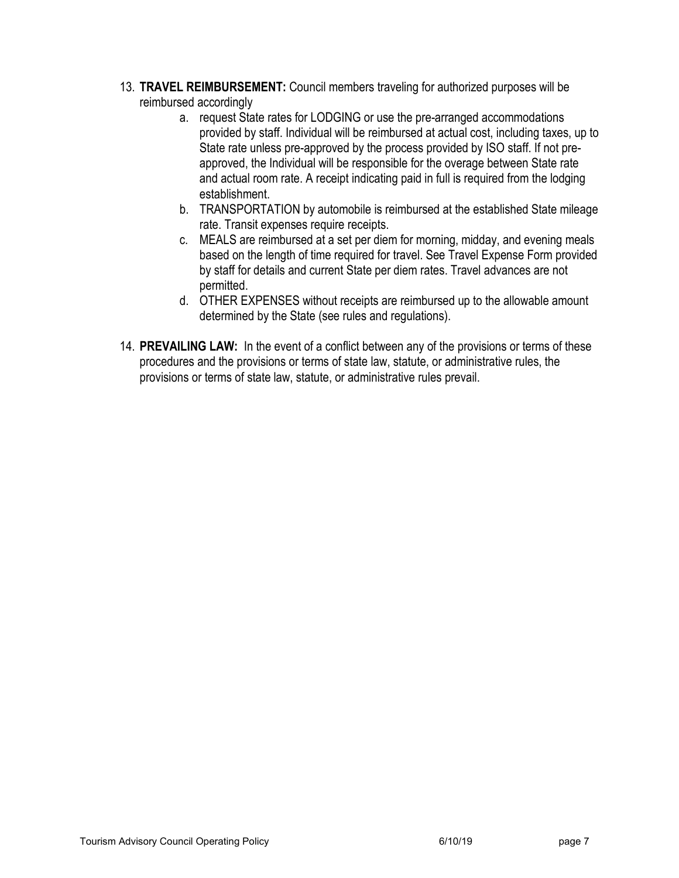13. **TRAVEL REIMBURSEMENT:** Council members traveling for authorized purposes will be reimbursed accordingly
    a. request State rates for LODGING or use the pre-arranged accommodations provided by staff. Individual will be reimbursed at actual cost, including taxes, up to State rate unless pre-approved by the process provided by ISO staff. If not pre-approved, the Individual will be responsible for the overage between State rate and actual room rate. A receipt indicating paid in full is required from the lodging establishment.
    b. TRANSPORTATION by automobile is reimbursed at the established State mileage rate. Transit expenses require receipts.
    c. MEALS are reimbursed at a set per diem for morning, midday, and evening meals based on the length of time required for travel. See Travel Expense Form provided by staff for details and current State per diem rates. Travel advances are not permitted.
    d. OTHER EXPENSES without receipts are reimbursed up to the allowable amount determined by the State (see rules and regulations).

14. **PREVAILING LAW:** In the event of a conflict between any of the provisions or terms of these procedures and the provisions or terms of state law, statute, or administrative rules, the provisions or terms of state law, statute, or administrative rules prevail.